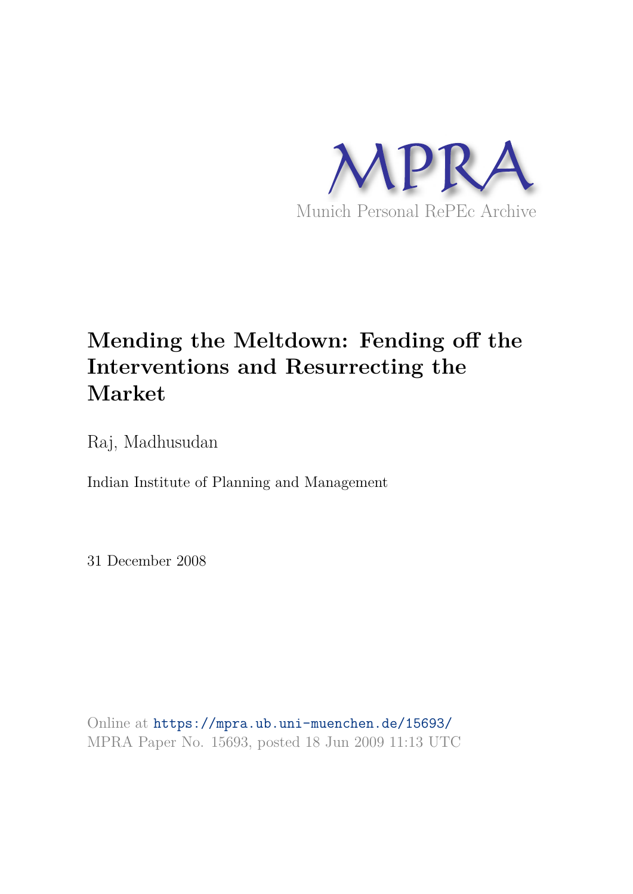MPRA

Munich Personal RePEc Archive

# Mending the Meltdown: Fending off the Interventions and Resurrecting the Market

Raj, Madhusudan

Indian Institute of Planning and Management

31 December 2008

Online at https://mpra.ub.uni-muenchen.de/15693/
MPRA Paper No. 15693, posted 18 Jun 2009 11:13 UTC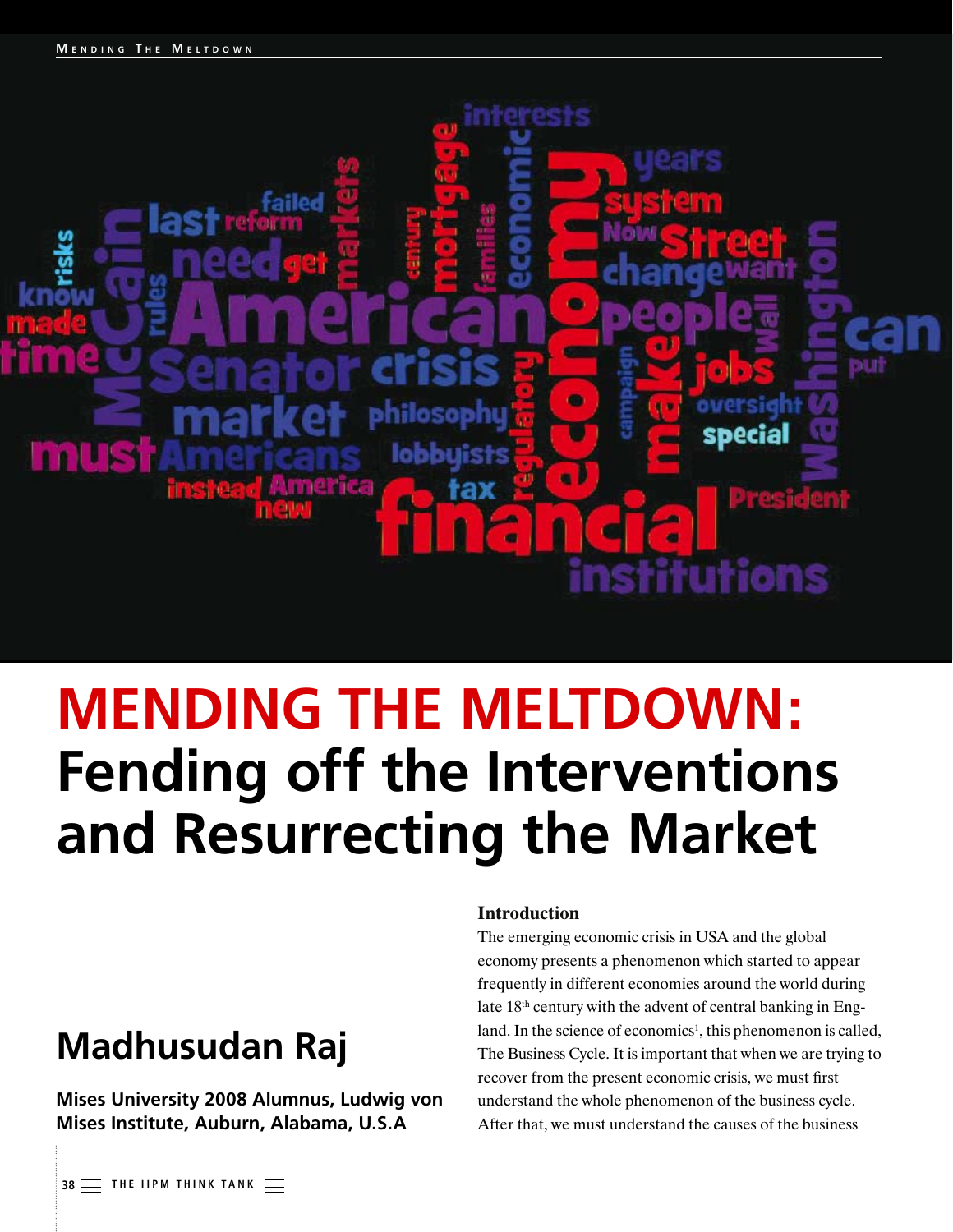# MENDING THE MELTDOWN: Fending off the Interventions and Resurrecting the Market

## Madhusudan Raj

**Mises University 2008 Alumnus, Ludwig von Mises Institute, Auburn, Alabama, U.S.A**

### Introduction

The emerging economic crisis in USA and the global economy presents a phenomenon which started to appear frequently in different economies around the world during late 18th century with the advent of central banking in England. In the science of economics[1], this phenomenon is called, The Business Cycle. It is important that when we are trying to recover from the present economic crisis, we must first understand the whole phenomenon of the business cycle. After that, we must understand the causes of the business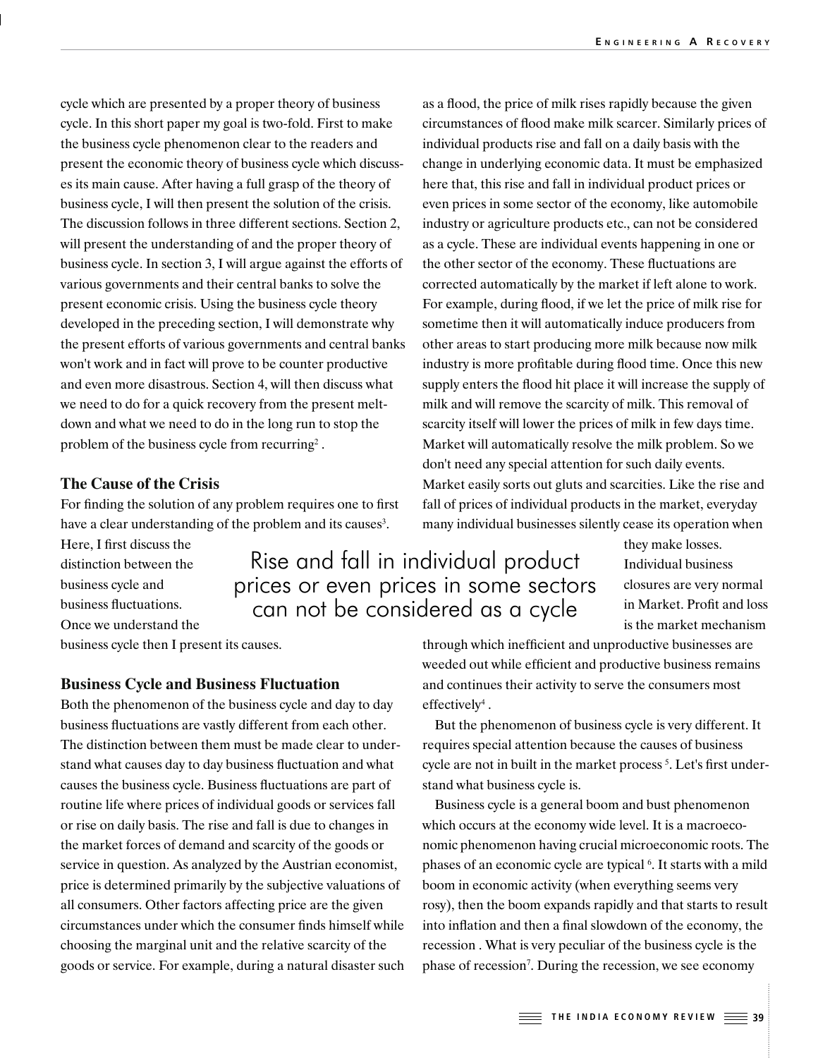cycle which are presented by a proper theory of business cycle. In this short paper my goal is two-fold. First to make the business cycle phenomenon clear to the readers and present the economic theory of business cycle which discusses its main cause. After having a full grasp of the theory of business cycle, I will then present the solution of the crisis. The discussion follows in three different sections. Section 2, will present the understanding of and the proper theory of business cycle. In section 3, I will argue against the efforts of various governments and their central banks to solve the present economic crisis. Using the business cycle theory developed in the preceding section, I will demonstrate why the present efforts of various governments and central banks won't work and in fact will prove to be counter productive and even more disastrous. Section 4, will then discuss what we need to do for a quick recovery from the present meltdown and what we need to do in the long run to stop the problem of the business cycle from recurring[2] .

## The Cause of the Crisis

For finding the solution of any problem requires one to first have a clear understanding of the problem and its causes[3]. Here, I first discuss the distinction between the business cycle and business fluctuations. Once we understand the business cycle then I present its causes.

## Business Cycle and Business Fluctuation

Both the phenomenon of the business cycle and day to day business fluctuations are vastly different from each other. The distinction between them must be made clear to understand what causes day to day business fluctuation and what causes the business cycle. Business fluctuations are part of routine life where prices of individual goods or services fall or rise on daily basis. The rise and fall is due to changes in the market forces of demand and scarcity of the goods or service in question. As analyzed by the Austrian economist, price is determined primarily by the subjective valuations of all consumers. Other factors affecting price are the given circumstances under which the consumer finds himself while choosing the marginal unit and the relative scarcity of the goods or service. For example, during a natural disaster such as a flood, the price of milk rises rapidly because the given circumstances of flood make milk scarcer. Similarly prices of individual products rise and fall on a daily basis with the change in underlying economic data. It must be emphasized here that, this rise and fall in individual product prices or even prices in some sector of the economy, like automobile industry or agriculture products etc., can not be considered as a cycle. These are individual events happening in one or the other sector of the economy. These fluctuations are corrected automatically by the market if left alone to work. For example, during flood, if we let the price of milk rise for sometime then it will automatically induce producers from other areas to start producing more milk because now milk industry is more profitable during flood time. Once this new supply enters the flood hit place it will increase the supply of milk and will remove the scarcity of milk. This removal of scarcity itself will lower the prices of milk in few days time. Market will automatically resolve the milk problem. So we don't need any special attention for such daily events. Market easily sorts out gluts and scarcities. Like the rise and fall of prices of individual products in the market, everyday many individual businesses silently cease its operation when they make losses. Individual business closures are very normal in Market. Profit and loss is the market mechanism through which inefficient and unproductive businesses are weeded out while efficient and productive business remains and continues their activity to serve the consumers most effectively[4] .

> Rise and fall in individual product prices or even prices in some sectors can not be considered as a cycle

But the phenomenon of business cycle is very different. It requires special attention because the causes of business cycle are not in built in the market process [5]. Let's first understand what business cycle is.

Business cycle is a general boom and bust phenomenon which occurs at the economy wide level. It is a macroeconomic phenomenon having crucial microeconomic roots. The phases of an economic cycle are typical [6]. It starts with a mild boom in economic activity (when everything seems very rosy), then the boom expands rapidly and that starts to result into inflation and then a final slowdown of the economy, the recession . What is very peculiar of the business cycle is the phase of recession[7]. During the recession, we see economy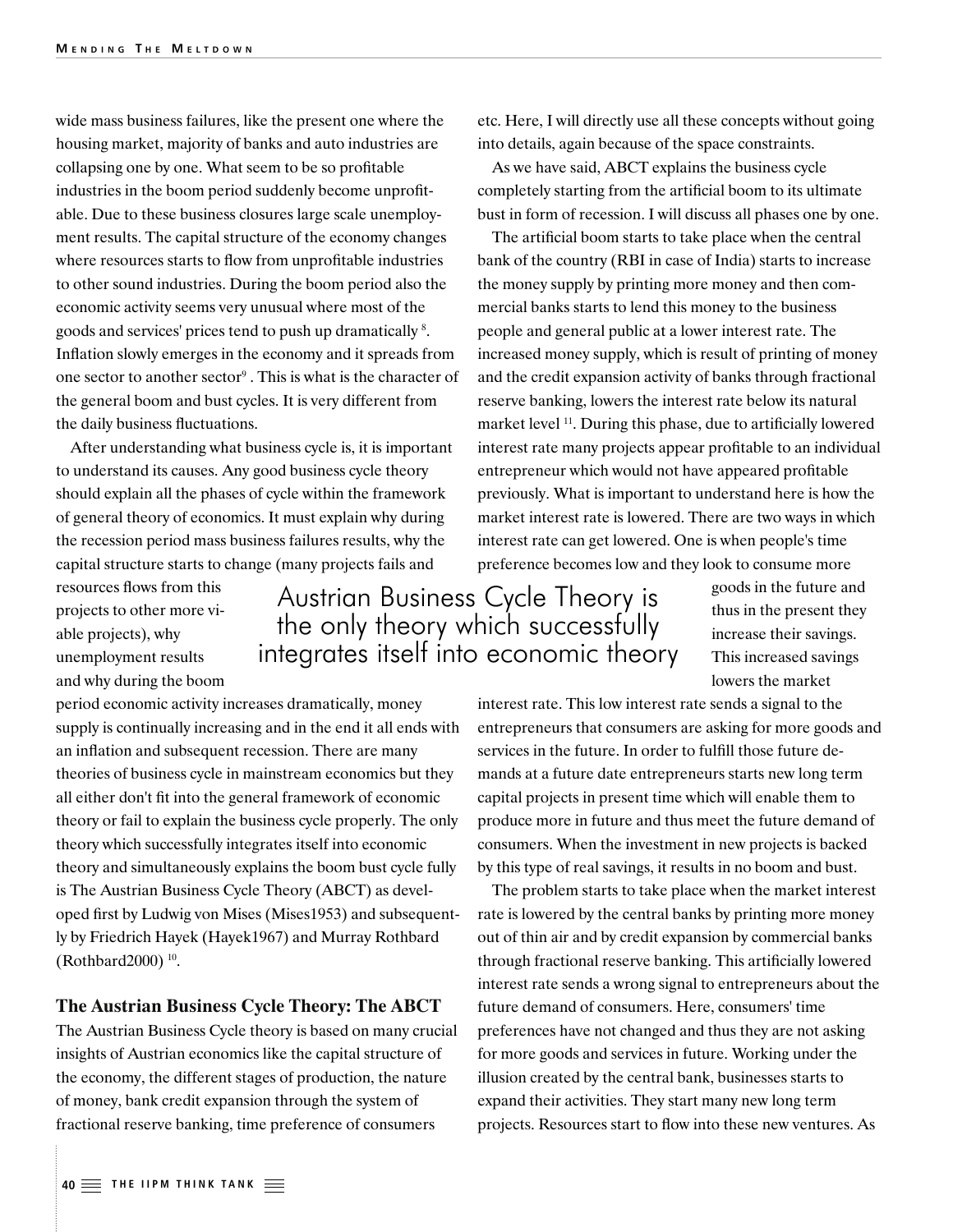wide mass business failures, like the present one where the housing market, majority of banks and auto industries are collapsing one by one. What seem to be so profitable industries in the boom period suddenly become unprofitable. Due to these business closures large scale unemployment results. The capital structure of the economy changes where resources starts to flow from unprofitable industries to other sound industries. During the boom period also the economic activity seems very unusual where most of the goods and services' prices tend to push up dramatically [8]. Inflation slowly emerges in the economy and it spreads from one sector to another sector[9] . This is what is the character of the general boom and bust cycles. It is very different from the daily business fluctuations.

After understanding what business cycle is, it is important to understand its causes. Any good business cycle theory should explain all the phases of cycle within the framework of general theory of economics. It must explain why during the recession period mass business failures results, why the capital structure starts to change (many projects fails and resources flows from this projects to other more viable projects), why unemployment results and why during the boom period economic activity increases dramatically, money supply is continually increasing and in the end it all ends with an inflation and subsequent recession. There are many theories of business cycle in mainstream economics but they all either don't fit into the general framework of economic theory or fail to explain the business cycle properly. The only theory which successfully integrates itself into economic theory and simultaneously explains the boom bust cycle fully is The Austrian Business Cycle Theory (ABCT) as developed first by Ludwig von Mises (Mises1953) and subsequently by Friedrich Hayek (Hayek1967) and Murray Rothbard (Rothbard2000) [10].

> Austrian Business Cycle Theory is the only theory which successfully integrates itself into economic theory

### The Austrian Business Cycle Theory: The ABCT

The Austrian Business Cycle theory is based on many crucial insights of Austrian economics like the capital structure of the economy, the different stages of production, the nature of money, bank credit expansion through the system of fractional reserve banking, time preference of consumers etc. Here, I will directly use all these concepts without going into details, again because of the space constraints.

As we have said, ABCT explains the business cycle completely starting from the artificial boom to its ultimate bust in form of recession. I will discuss all phases one by one.

The artificial boom starts to take place when the central bank of the country (RBI in case of India) starts to increase the money supply by printing more money and then commercial banks starts to lend this money to the business people and general public at a lower interest rate. The increased money supply, which is result of printing of money and the credit expansion activity of banks through fractional reserve banking, lowers the interest rate below its natural market level [11]. During this phase, due to artificially lowered interest rate many projects appear profitable to an individual entrepreneur which would not have appeared profitable previously. What is important to understand here is how the market interest rate is lowered. There are two ways in which interest rate can get lowered. One is when people's time preference becomes low and they look to consume more goods in the future and thus in the present they increase their savings. This increased savings lowers the market interest rate. This low interest rate sends a signal to the entrepreneurs that consumers are asking for more goods and services in the future. In order to fulfill those future demands at a future date entrepreneurs starts new long term capital projects in present time which will enable them to produce more in future and thus meet the future demand of consumers. When the investment in new projects is backed by this type of real savings, it results in no boom and bust.

The problem starts to take place when the market interest rate is lowered by the central banks by printing more money out of thin air and by credit expansion by commercial banks through fractional reserve banking. This artificially lowered interest rate sends a wrong signal to entrepreneurs about the future demand of consumers. Here, consumers' time preferences have not changed and thus they are not asking for more goods and services in future. Working under the illusion created by the central bank, businesses starts to expand their activities. They start many new long term projects. Resources start to flow into these new ventures. As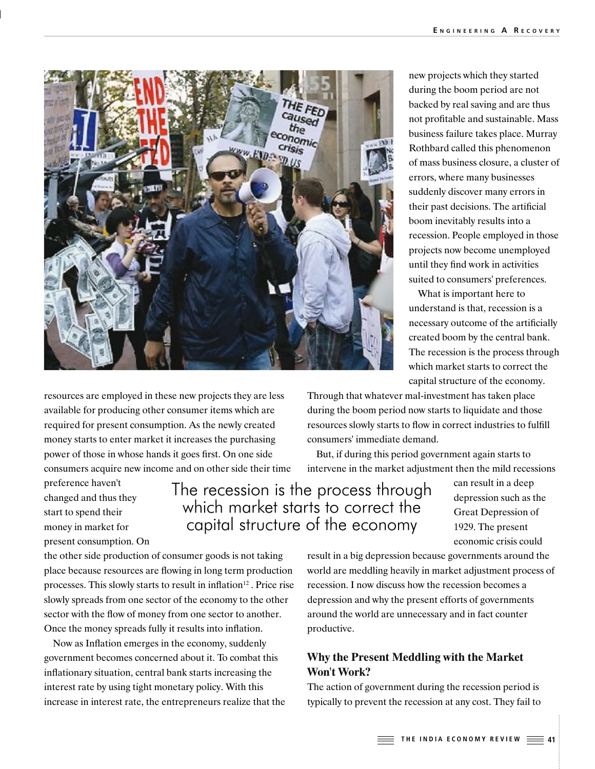new projects which they started during the boom period are not backed by real saving and are thus not profitable and sustainable. Mass business failure takes place. Murray Rothbard called this phenomenon of mass business closure, a cluster of errors, where many businesses suddenly discover many errors in their past decisions. The artificial boom inevitably results into a recession. People employed in those projects now become unemployed until they find work in activities suited to consumers' preferences.

What is important here to understand is that, recession is a necessary outcome of the artificially created boom by the central bank. The recession is the process through which market starts to correct the capital structure of the economy.

resources are employed in these new projects they are less available for producing other consumer items which are required for present consumption. As the newly created money starts to enter market it increases the purchasing power of those in whose hands it goes first. On one side consumers acquire new income and on other side their time preference haven't changed and thus they start to spend their money in market for present consumption. On the other side production of consumer goods is not taking place because resources are flowing in long term production processes. This slowly starts to result in inflation[12]. Price rise slowly spreads from one sector of the economy to the other sector with the flow of money from one sector to another. Once the money spreads fully it results into inflation.

Now as Inflation emerges in the economy, suddenly government becomes concerned about it. To combat this inflationary situation, central bank starts increasing the interest rate by using tight monetary policy. With this increase in interest rate, the entrepreneurs realize that the

> The recession is the process through which market starts to correct the capital structure of the economy

Through that whatever mal-investment has taken place during the boom period now starts to liquidate and those resources slowly starts to flow in correct industries to fulfill consumers' immediate demand.

But, if during this period government again starts to intervene in the market adjustment then the mild recessions can result in a deep depression such as the Great Depression of 1929. The present economic crisis could result in a big depression because governments around the world are meddling heavily in market adjustment process of recession. I now discuss how the recession becomes a depression and why the present efforts of governments around the world are unnecessary and in fact counter productive.

## Why the Present Meddling with the Market Won't Work?

The action of government during the recession period is typically to prevent the recession at any cost. They fail to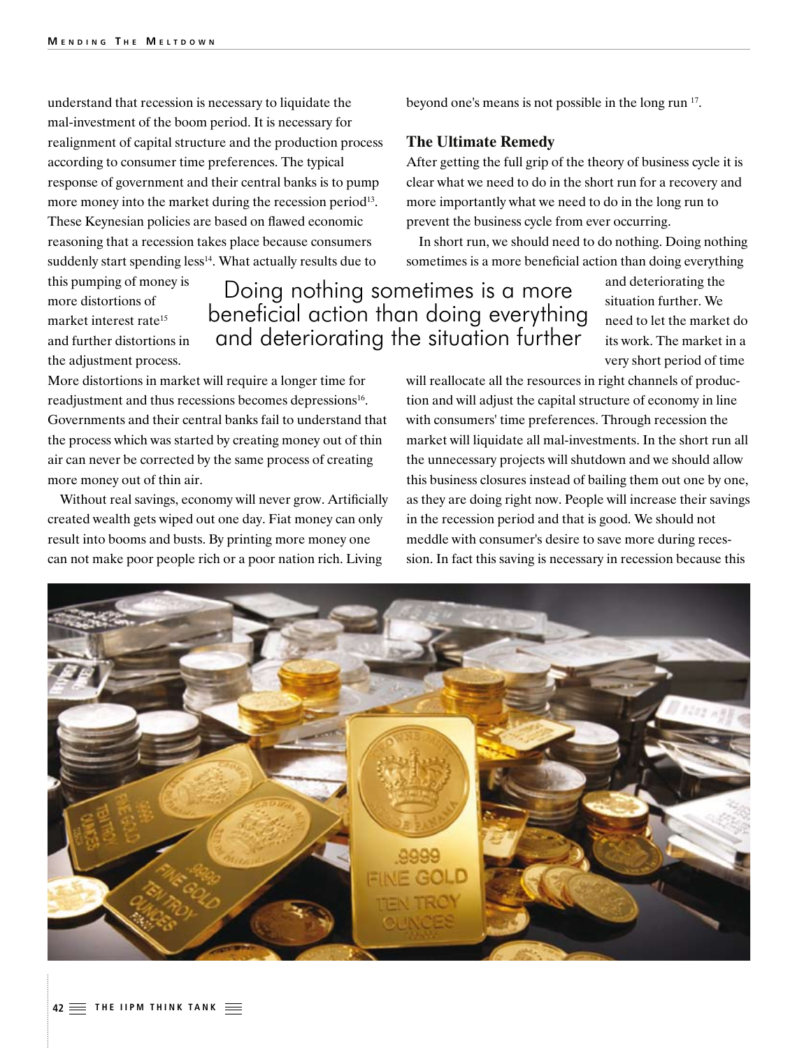understand that recession is necessary to liquidate the mal-investment of the boom period. It is necessary for realignment of capital structure and the production process according to consumer time preferences. The typical response of government and their central banks is to pump more money into the market during the recession period[13]. These Keynesian policies are based on flawed economic reasoning that a recession takes place because consumers suddenly start spending less[14]. What actually results due to this pumping of money is more distortions of market interest rate[15] and further distortions in the adjustment process. More distortions in market will require a longer time for readjustment and thus recessions becomes depressions[16]. Governments and their central banks fail to understand that the process which was started by creating money out of thin air can never be corrected by the same process of creating more money out of thin air.

Without real savings, economy will never grow. Artificially created wealth gets wiped out one day. Fiat money can only result into booms and busts. By printing more money one can not make poor people rich or a poor nation rich. Living beyond one's means is not possible in the long run [17].

> Doing nothing sometimes is a more beneficial action than doing everything and deteriorating the situation further

### The Ultimate Remedy

After getting the full grip of the theory of business cycle it is clear what we need to do in the short run for a recovery and more importantly what we need to do in the long run to prevent the business cycle from ever occurring.

In short run, we should need to do nothing. Doing nothing sometimes is a more beneficial action than doing everything and deteriorating the situation further. We need to let the market do its work. The market in a very short period of time will reallocate all the resources in right channels of production and will adjust the capital structure of economy in line with consumers' time preferences. Through recession the market will liquidate all mal-investments. In the short run all the unnecessary projects will shutdown and we should allow this business closures instead of bailing them out one by one, as they are doing right now. People will increase their savings in the recession period and that is good. We should not meddle with consumer's desire to save more during recession. In fact this saving is necessary in recession because this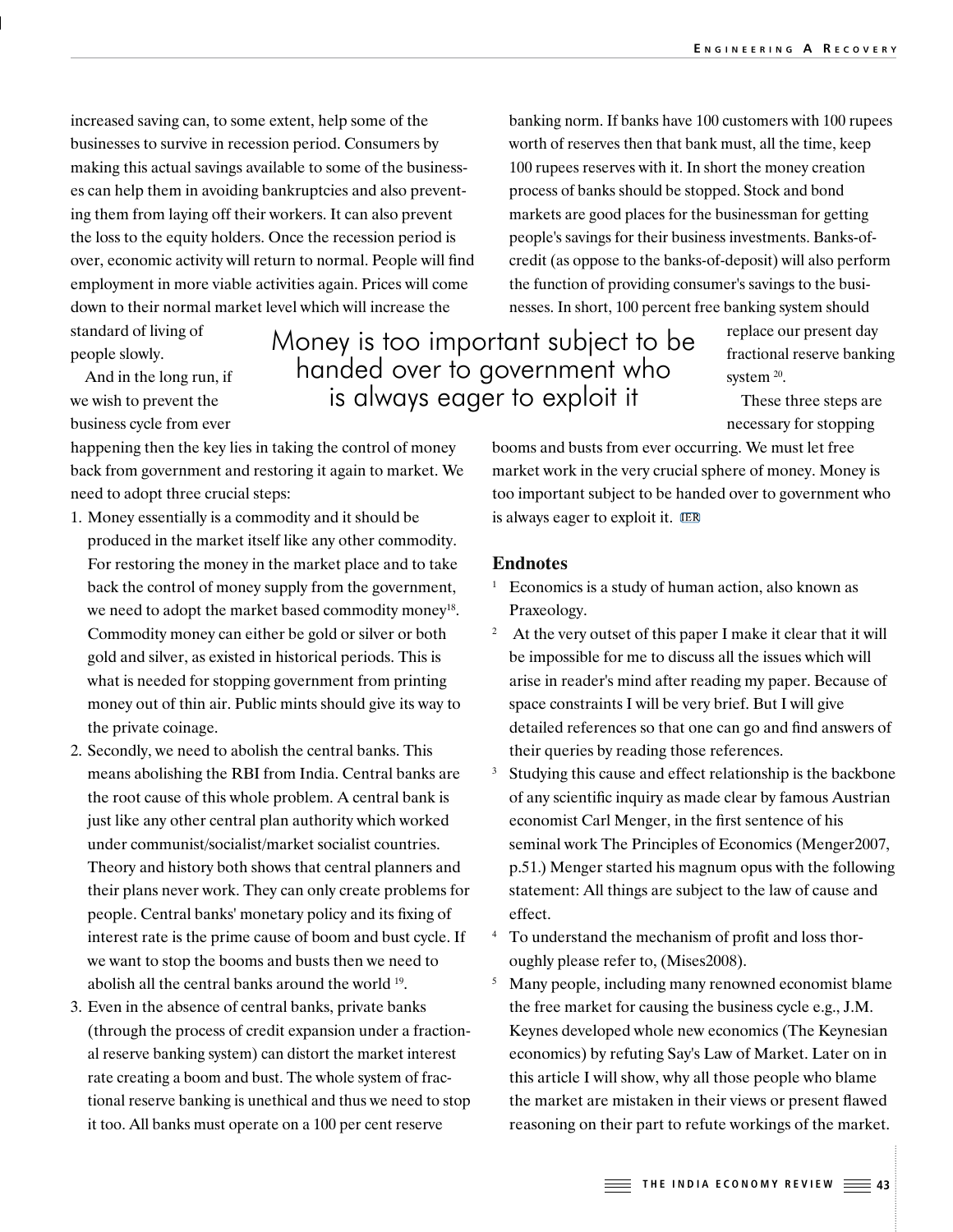increased saving can, to some extent, help some of the businesses to survive in recession period. Consumers by making this actual savings available to some of the businesses can help them in avoiding bankruptcies and also preventing them from laying off their workers. It can also prevent the loss to the equity holders. Once the recession period is over, economic activity will return to normal. People will find employment in more viable activities again. Prices will come down to their normal market level which will increase the standard of living of people slowly.

And in the long run, if we wish to prevent the business cycle from ever happening then the key lies in taking the control of money back from government and restoring it again to market. We need to adopt three crucial steps:

1. Money essentially is a commodity and it should be produced in the market itself like any other commodity. For restoring the money in the market place and to take back the control of money supply from the government, we need to adopt the market based commodity money[18]. Commodity money can either be gold or silver or both gold and silver, as existed in historical periods. This is what is needed for stopping government from printing money out of thin air. Public mints should give its way to the private coinage.
2. Secondly, we need to abolish the central banks. This means abolishing the RBI from India. Central banks are the root cause of this whole problem. A central bank is just like any other central plan authority which worked under communist/socialist/market socialist countries. Theory and history both shows that central planners and their plans never work. They can only create problems for people. Central banks' monetary policy and its fixing of interest rate is the prime cause of boom and bust cycle. If we want to stop the booms and busts then we need to abolish all the central banks around the world [19].
3. Even in the absence of central banks, private banks (through the process of credit expansion under a fractional reserve banking system) can distort the market interest rate creating a boom and bust. The whole system of fractional reserve banking is unethical and thus we need to stop it too. All banks must operate on a 100 per cent reserve banking norm. If banks have 100 customers with 100 rupees worth of reserves then that bank must, all the time, keep 100 rupees reserves with it. In short the money creation process of banks should be stopped. Stock and bond markets are good places for the businessman for getting people's savings for their business investments. Banks-of-credit (as oppose to the banks-of-deposit) will also perform the function of providing consumer's savings to the businesses. In short, 100 percent free banking system should replace our present day fractional reserve banking system [20].

These three steps are necessary for stopping booms and busts from ever occurring. We must let free market work in the very crucial sphere of money. Money is too important subject to be handed over to government who is always eager to exploit it.

> Money is too important subject to be handed over to government who is always eager to exploit it

## Endnotes

1. Economics is a study of human action, also known as Praxeology.
2. At the very outset of this paper I make it clear that it will be impossible for me to discuss all the issues which will arise in reader's mind after reading my paper. Because of space constraints I will be very brief. But I will give detailed references so that one can go and find answers of their queries by reading those references.
3. Studying this cause and effect relationship is the backbone of any scientific inquiry as made clear by famous Austrian economist Carl Menger, in the first sentence of his seminal work The Principles of Economics (Menger2007, p.51.) Menger started his magnum opus with the following statement: All things are subject to the law of cause and effect.
4. To understand the mechanism of profit and loss thoroughly please refer to, (Mises2008).
5. Many people, including many renowned economist blame the free market for causing the business cycle e.g., J.M. Keynes developed whole new economics (The Keynesian economics) by refuting Say's Law of Market. Later on in this article I will show, why all those people who blame the market are mistaken in their views or present flawed reasoning on their part to refute workings of the market.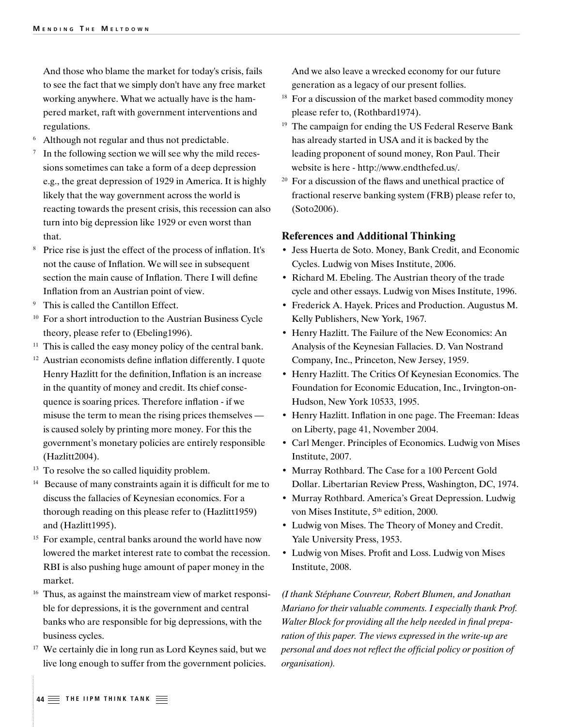And those who blame the market for today's crisis, fails to see the fact that we simply don't have any free market working anywhere. What we actually have is the hampered market, raft with government interventions and regulations.

[6] Although not regular and thus not predictable.

[7] In the following section we will see why the mild recessions sometimes can take a form of a deep depression e.g., the great depression of 1929 in America. It is highly likely that the way government across the world is reacting towards the present crisis, this recession can also turn into big depression like 1929 or even worst than that.

[8] Price rise is just the effect of the process of inflation. It's not the cause of Inflation. We will see in subsequent section the main cause of Inflation. There I will define Inflation from an Austrian point of view.

[9] This is called the Cantillon Effect.

[10] For a short introduction to the Austrian Business Cycle theory, please refer to (Ebeling1996).

[11] This is called the easy money policy of the central bank.

[12] Austrian economists define inflation differently. I quote Henry Hazlitt for the definition, Inflation is an increase in the quantity of money and credit. Its chief consequence is soaring prices. Therefore inflation - if we misuse the term to mean the rising prices themselves — is caused solely by printing more money. For this the government's monetary policies are entirely responsible (Hazlitt2004).

[13] To resolve the so called liquidity problem.

[14] Because of many constraints again it is difficult for me to discuss the fallacies of Keynesian economics. For a thorough reading on this please refer to (Hazlitt1959) and (Hazlitt1995).

[15] For example, central banks around the world have now lowered the market interest rate to combat the recession. RBI is also pushing huge amount of paper money in the market.

[16] Thus, as against the mainstream view of market responsible for depressions, it is the government and central banks who are responsible for big depressions, with the business cycles.

[17] We certainly die in long run as Lord Keynes said, but we live long enough to suffer from the government policies. And we also leave a wrecked economy for our future generation as a legacy of our present follies.

[18] For a discussion of the market based commodity money please refer to, (Rothbard1974).

[19] The campaign for ending the US Federal Reserve Bank has already started in USA and it is backed by the leading proponent of sound money, Ron Paul. Their website is here - http://www.endthefed.us/.

[20] For a discussion of the flaws and unethical practice of fractional reserve banking system (FRB) please refer to, (Soto2006).

## References and Additional Thinking

- Jess Huerta de Soto. Money, Bank Credit, and Economic Cycles. Ludwig von Mises Institute, 2006.
- Richard M. Ebeling. The Austrian theory of the trade cycle and other essays. Ludwig von Mises Institute, 1996.
- Frederick A. Hayek. Prices and Production. Augustus M. Kelly Publishers, New York, 1967.
- Henry Hazlitt. The Failure of the New Economics: An Analysis of the Keynesian Fallacies. D. Van Nostrand Company, Inc., Princeton, New Jersey, 1959.
- Henry Hazlitt. The Critics Of Keynesian Economics. The Foundation for Economic Education, Inc., Irvington-on-Hudson, New York 10533, 1995.
- Henry Hazlitt. Inflation in one page. The Freeman: Ideas on Liberty, page 41, November 2004.
- Carl Menger. Principles of Economics. Ludwig von Mises Institute, 2007.
- Murray Rothbard. The Case for a 100 Percent Gold Dollar. Libertarian Review Press, Washington, DC, 1974.
- Murray Rothbard. America's Great Depression. Ludwig von Mises Institute, 5th edition, 2000.
- Ludwig von Mises. The Theory of Money and Credit. Yale University Press, 1953.
- Ludwig von Mises. Profit and Loss. Ludwig von Mises Institute, 2008.

*(I thank Stéphane Couvreur, Robert Blumen, and Jonathan Mariano for their valuable comments. I especially thank Prof. Walter Block for providing all the help needed in final preparation of this paper. The views expressed in the write-up are personal and does not reflect the official policy or position of organisation).*